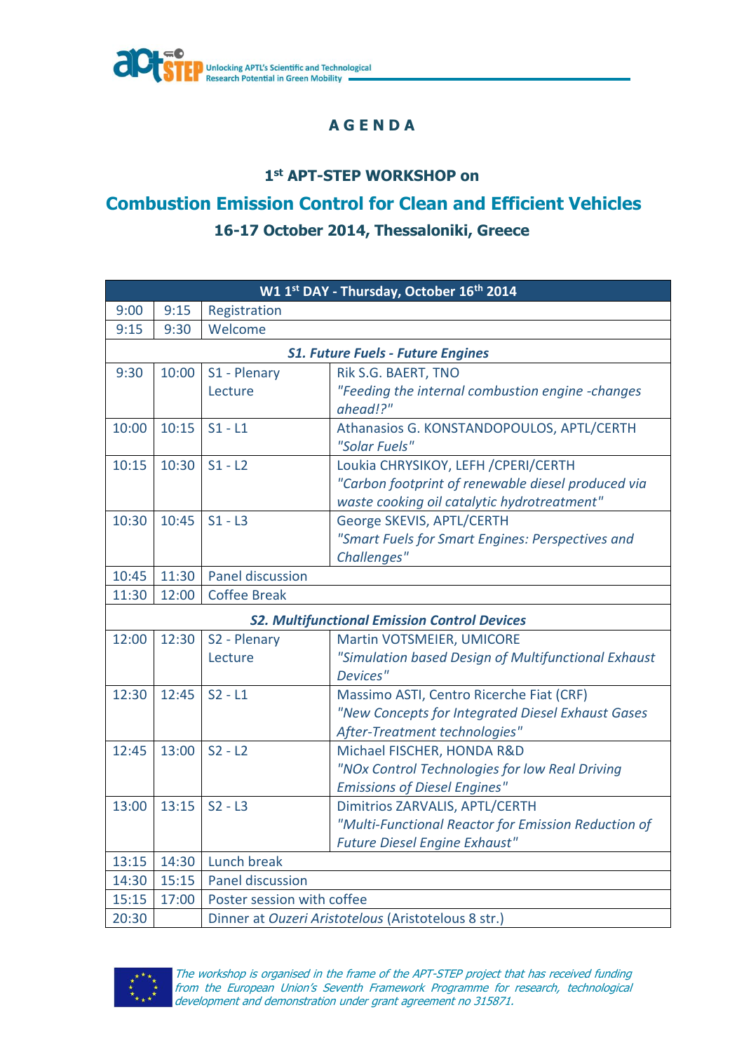Unlocking APTL's Scientific and Technological Research Potential in Green Mobility

# A G E N D A

## 1st APT-STEP WORKSHOP on

## Combustion Emission Control for Clean and Efficient Vehicles

### 16-17 October 2014, Thessaloniki, Greece

| W1 1st DAY - Thursday, October 16th 2014 | | | |
|---|---|---|---|
| 9:00 | 9:15 | Registration | |
| 9:15 | 9:30 | Welcome | |
| ***S1. Future Fuels - Future Engines*** | | | |
| 9:30 | 10:00 | S1 - Plenary Lecture | Rik S.G. BAERT, TNO *"Feeding the internal combustion engine -changes ahead!?"* |
| 10:00 | 10:15 | S1 - L1 | Athanasios G. KONSTANDOPOULOS, APTL/CERTH *"Solar Fuels"* |
| 10:15 | 10:30 | S1 - L2 | Loukia CHRYSIKOY, LEFH /CPERI/CERTH *"Carbon footprint of renewable diesel produced via waste cooking oil catalytic hydrotreatment"* |
| 10:30 | 10:45 | S1 - L3 | George SKEVIS, APTL/CERTH *"Smart Fuels for Smart Engines: Perspectives and Challenges"* |
| 10:45 | 11:30 | Panel discussion | |
| 11:30 | 12:00 | Coffee Break | |
| ***S2. Multifunctional Emission Control Devices*** | | | |
| 12:00 | 12:30 | S2 - Plenary Lecture | Martin VOTSMEIER, UMICORE *"Simulation based Design of Multifunctional Exhaust Devices"* |
| 12:30 | 12:45 | S2 - L1 | Massimo ASTI, Centro Ricerche Fiat (CRF) *"New Concepts for Integrated Diesel Exhaust Gases After-Treatment technologies"* |
| 12:45 | 13:00 | S2 - L2 | Michael FISCHER, HONDA R&D *"NOx Control Technologies for low Real Driving Emissions of Diesel Engines"* |
| 13:00 | 13:15 | S2 - L3 | Dimitrios ZARVALIS, APTL/CERTH *"Multi-Functional Reactor for Emission Reduction of Future Diesel Engine Exhaust"* |
| 13:15 | 14:30 | Lunch break | |
| 14:30 | 15:15 | Panel discussion | |
| 15:15 | 17:00 | Poster session with coffee | |
| 20:30 | | Dinner at *Ouzeri Aristotelous* (Aristotelous 8 str.) | |

*The workshop is organised in the frame of the APT-STEP project that has received funding from the European Union's Seventh Framework Programme for research, technological development and demonstration under grant agreement no 315871.*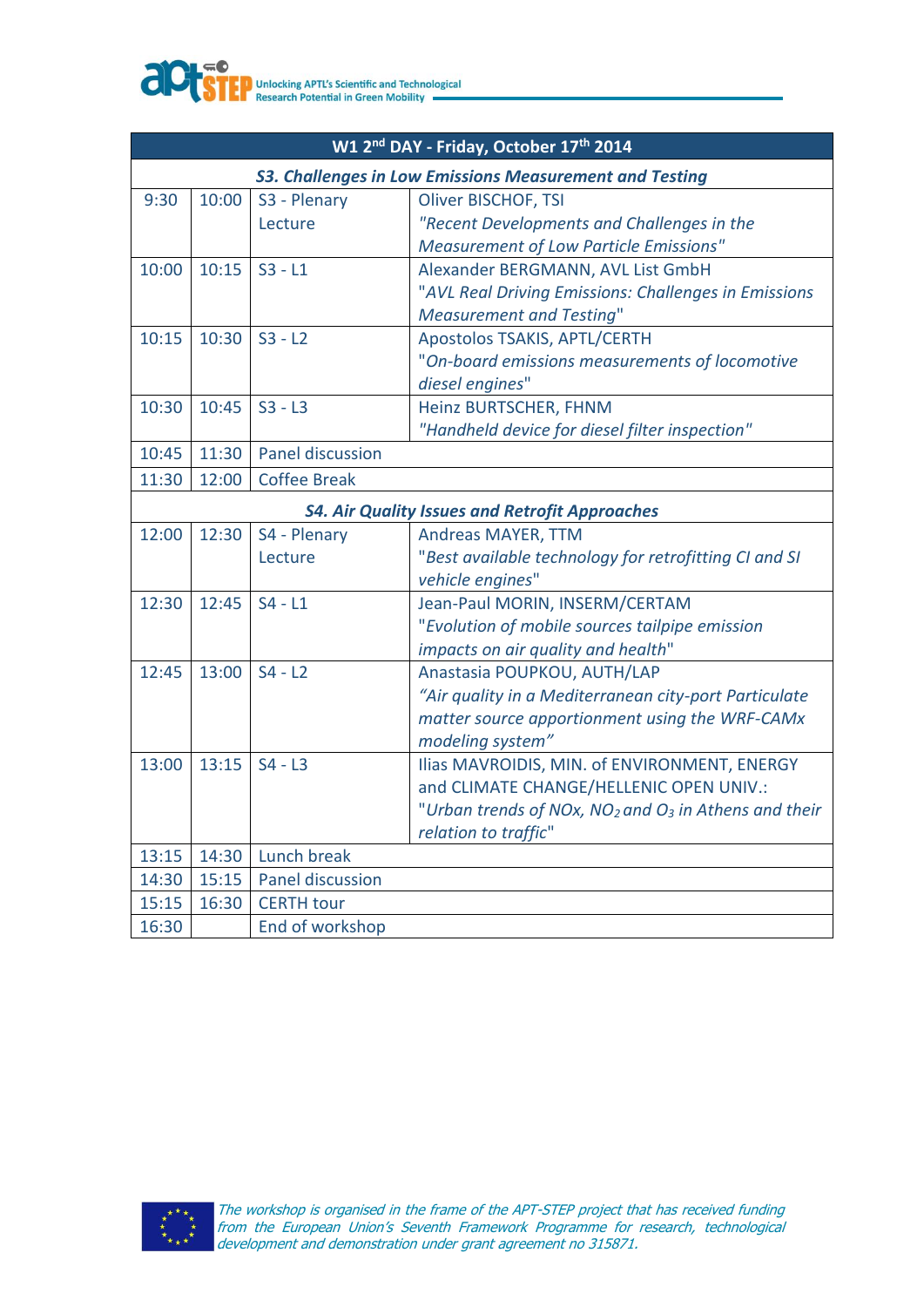| W1 2nd DAY - Friday, October 17th 2014 | | | |
|---|---|---|---|
| ***S3. Challenges in Low Emissions Measurement and Testing*** | | | |
| 9:30 | 10:00 | S3 - Plenary Lecture | Oliver BISCHOF, TSI *"Recent Developments and Challenges in the Measurement of Low Particle Emissions"* |
| 10:00 | 10:15 | S3 - L1 | Alexander BERGMANN, AVL List GmbH "*AVL Real Driving Emissions: Challenges in Emissions Measurement and Testing*" |
| 10:15 | 10:30 | S3 - L2 | Apostolos TSAKIS, APTL/CERTH "*On-board emissions measurements of locomotive diesel engines*" |
| 10:30 | 10:45 | S3 - L3 | Heinz BURTSCHER, FHNM *"Handheld device for diesel filter inspection"* |
| 10:45 | 11:30 | Panel discussion | |
| 11:30 | 12:00 | Coffee Break | |
| ***S4. Air Quality Issues and Retrofit Approaches*** | | | |
| 12:00 | 12:30 | S4 - Plenary Lecture | Andreas MAYER, TTM "*Best available technology for retrofitting CI and SI vehicle engines*" |
| 12:30 | 12:45 | S4 - L1 | Jean-Paul MORIN, INSERM/CERTAM "*Evolution of mobile sources tailpipe emission impacts on air quality and health*" |
| 12:45 | 13:00 | S4 - L2 | Anastasia POUPKOU, AUTH/LAP *"Air quality in a Mediterranean city-port Particulate matter source apportionment using the WRF-CAMx modeling system"* |
| 13:00 | 13:15 | S4 - L3 | Ilias MAVROIDIS, MIN. of ENVIRONMENT, ENERGY and CLIMATE CHANGE/HELLENIC OPEN UNIV.: "*Urban trends of NOx, $NO_2$ and $O_3$ in Athens and their relation to traffic*" |
| 13:15 | 14:30 | Lunch break | |
| 14:30 | 15:15 | Panel discussion | |
| 15:15 | 16:30 | CERTH tour | |
| 16:30 | | End of workshop | |

*The workshop is organised in the frame of the APT-STEP project that has received funding from the European Union's Seventh Framework Programme for research, technological development and demonstration under grant agreement no 315871.*